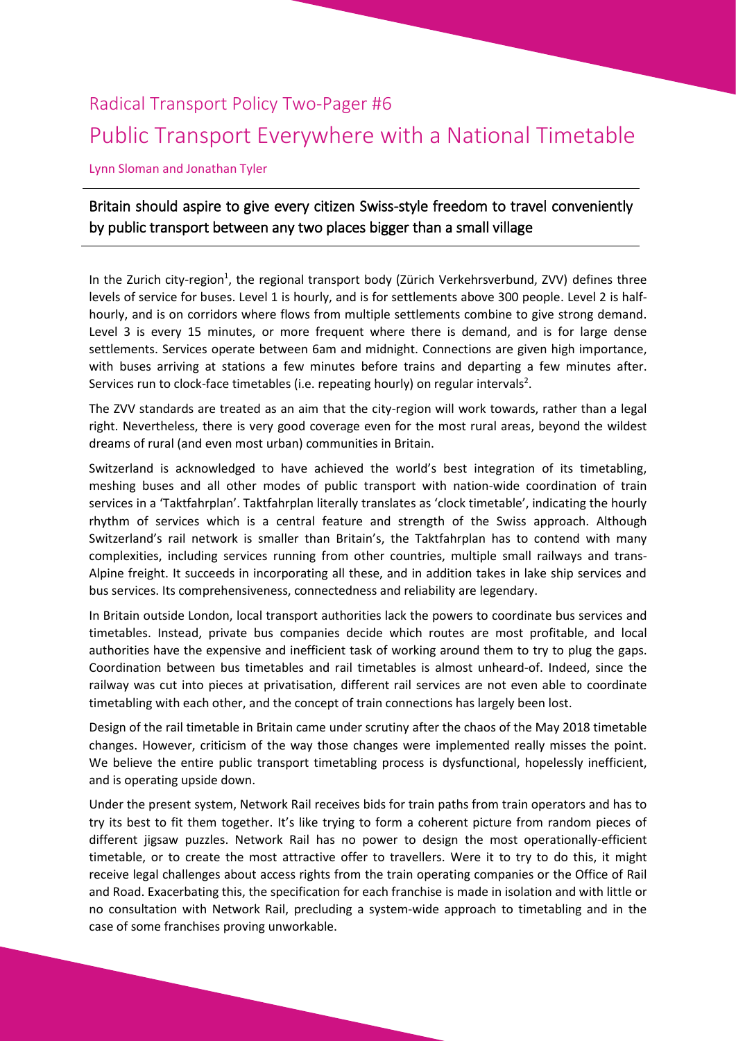Radical Transport Policy Two-Pager #6

# Public Transport Everywhere with a National Timetable

Lynn Sloman and Jonathan Tyler

## Britain should aspire to give every citizen Swiss-style freedom to travel conveniently by public transport between any two places bigger than a small village

In the Zurich city-region[1], the regional transport body (Zürich Verkehrsverbund, ZVV) defines three levels of service for buses. Level 1 is hourly, and is for settlements above 300 people. Level 2 is half-hourly, and is on corridors where flows from multiple settlements combine to give strong demand. Level 3 is every 15 minutes, or more frequent where there is demand, and is for large dense settlements. Services operate between 6am and midnight. Connections are given high importance, with buses arriving at stations a few minutes before trains and departing a few minutes after. Services run to clock-face timetables (i.e. repeating hourly) on regular intervals[2].

The ZVV standards are treated as an aim that the city-region will work towards, rather than a legal right. Nevertheless, there is very good coverage even for the most rural areas, beyond the wildest dreams of rural (and even most urban) communities in Britain.

Switzerland is acknowledged to have achieved the world's best integration of its timetabling, meshing buses and all other modes of public transport with nation-wide coordination of train services in a 'Taktfahrplan'. Taktfahrplan literally translates as 'clock timetable', indicating the hourly rhythm of services which is a central feature and strength of the Swiss approach. Although Switzerland's rail network is smaller than Britain's, the Taktfahrplan has to contend with many complexities, including services running from other countries, multiple small railways and trans-Alpine freight. It succeeds in incorporating all these, and in addition takes in lake ship services and bus services. Its comprehensiveness, connectedness and reliability are legendary.

In Britain outside London, local transport authorities lack the powers to coordinate bus services and timetables. Instead, private bus companies decide which routes are most profitable, and local authorities have the expensive and inefficient task of working around them to try to plug the gaps. Coordination between bus timetables and rail timetables is almost unheard-of. Indeed, since the railway was cut into pieces at privatisation, different rail services are not even able to coordinate timetabling with each other, and the concept of train connections has largely been lost.

Design of the rail timetable in Britain came under scrutiny after the chaos of the May 2018 timetable changes. However, criticism of the way those changes were implemented really misses the point. We believe the entire public transport timetabling process is dysfunctional, hopelessly inefficient, and is operating upside down.

Under the present system, Network Rail receives bids for train paths from train operators and has to try its best to fit them together. It's like trying to form a coherent picture from random pieces of different jigsaw puzzles. Network Rail has no power to design the most operationally-efficient timetable, or to create the most attractive offer to travellers. Were it to try to do this, it might receive legal challenges about access rights from the train operating companies or the Office of Rail and Road. Exacerbating this, the specification for each franchise is made in isolation and with little or no consultation with Network Rail, precluding a system-wide approach to timetabling and in the case of some franchises proving unworkable.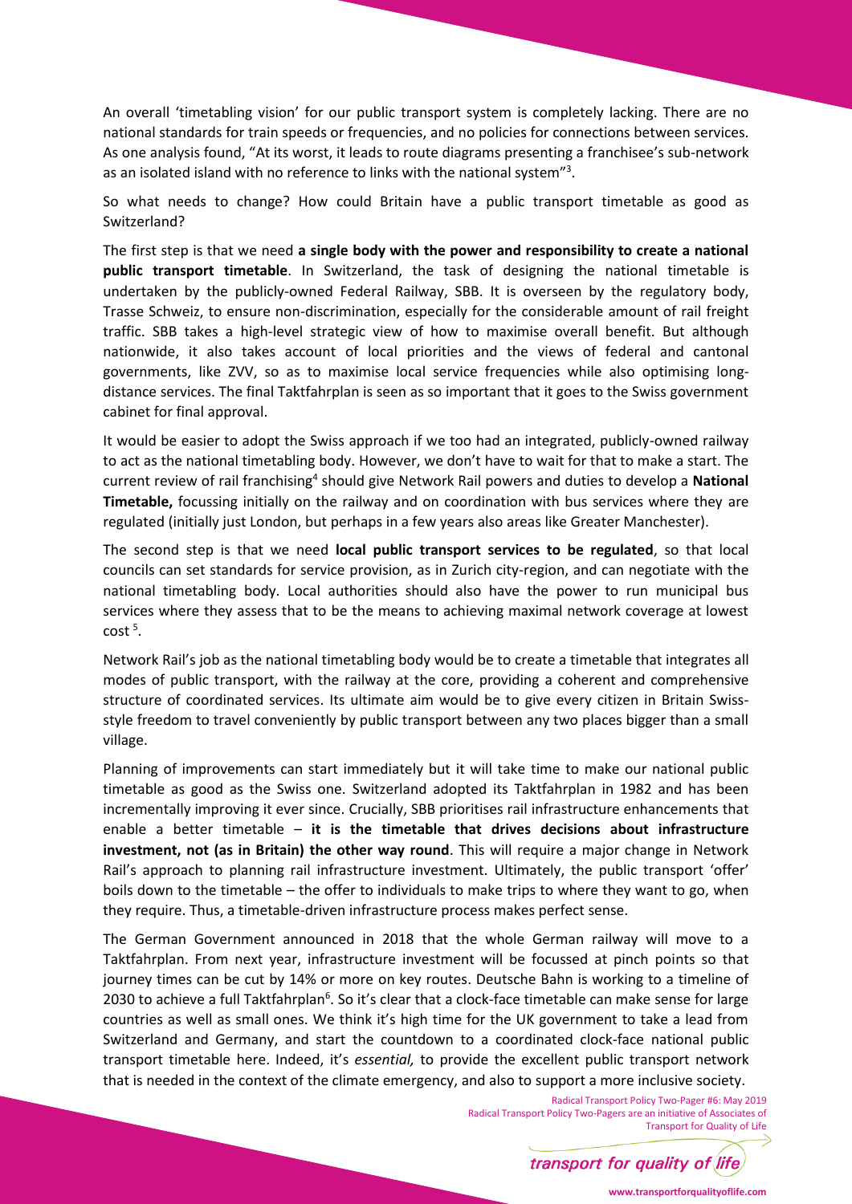An overall 'timetabling vision' for our public transport system is completely lacking. There are no national standards for train speeds or frequencies, and no policies for connections between services. As one analysis found, "At its worst, it leads to route diagrams presenting a franchisee's sub-network as an isolated island with no reference to links with the national system"[3].

So what needs to change? How could Britain have a public transport timetable as good as Switzerland?

The first step is that we need **a single body with the power and responsibility to create a national public transport timetable**. In Switzerland, the task of designing the national timetable is undertaken by the publicly-owned Federal Railway, SBB. It is overseen by the regulatory body, Trasse Schweiz, to ensure non-discrimination, especially for the considerable amount of rail freight traffic. SBB takes a high-level strategic view of how to maximise overall benefit. But although nationwide, it also takes account of local priorities and the views of federal and cantonal governments, like ZVV, so as to maximise local service frequencies while also optimising long-distance services. The final Taktfahrplan is seen as so important that it goes to the Swiss government cabinet for final approval.

It would be easier to adopt the Swiss approach if we too had an integrated, publicly-owned railway to act as the national timetabling body. However, we don't have to wait for that to make a start. The current review of rail franchising[4] should give Network Rail powers and duties to develop a **National Timetable,** focussing initially on the railway and on coordination with bus services where they are regulated (initially just London, but perhaps in a few years also areas like Greater Manchester).

The second step is that we need **local public transport services to be regulated**, so that local councils can set standards for service provision, as in Zurich city-region, and can negotiate with the national timetabling body. Local authorities should also have the power to run municipal bus services where they assess that to be the means to achieving maximal network coverage at lowest cost [5].

Network Rail's job as the national timetabling body would be to create a timetable that integrates all modes of public transport, with the railway at the core, providing a coherent and comprehensive structure of coordinated services. Its ultimate aim would be to give every citizen in Britain Swiss-style freedom to travel conveniently by public transport between any two places bigger than a small village.

Planning of improvements can start immediately but it will take time to make our national public timetable as good as the Swiss one. Switzerland adopted its Taktfahrplan in 1982 and has been incrementally improving it ever since. Crucially, SBB prioritises rail infrastructure enhancements that enable a better timetable – **it is the timetable that drives decisions about infrastructure investment, not (as in Britain) the other way round**. This will require a major change in Network Rail's approach to planning rail infrastructure investment. Ultimately, the public transport 'offer' boils down to the timetable – the offer to individuals to make trips to where they want to go, when they require. Thus, a timetable-driven infrastructure process makes perfect sense.

The German Government announced in 2018 that the whole German railway will move to a Taktfahrplan. From next year, infrastructure investment will be focussed at pinch points so that journey times can be cut by 14% or more on key routes. Deutsche Bahn is working to a timeline of 2030 to achieve a full Taktfahrplan[6]. So it's clear that a clock-face timetable can make sense for large countries as well as small ones. We think it's high time for the UK government to take a lead from Switzerland and Germany, and start the countdown to a coordinated clock-face national public transport timetable here. Indeed, it's *essential,* to provide the excellent public transport network that is needed in the context of the climate emergency, and also to support a more inclusive society.

Radical Transport Policy Two-Pager #6: May 2019
Radical Transport Policy Two-Pagers are an initiative of Associates of Transport for Quality of Life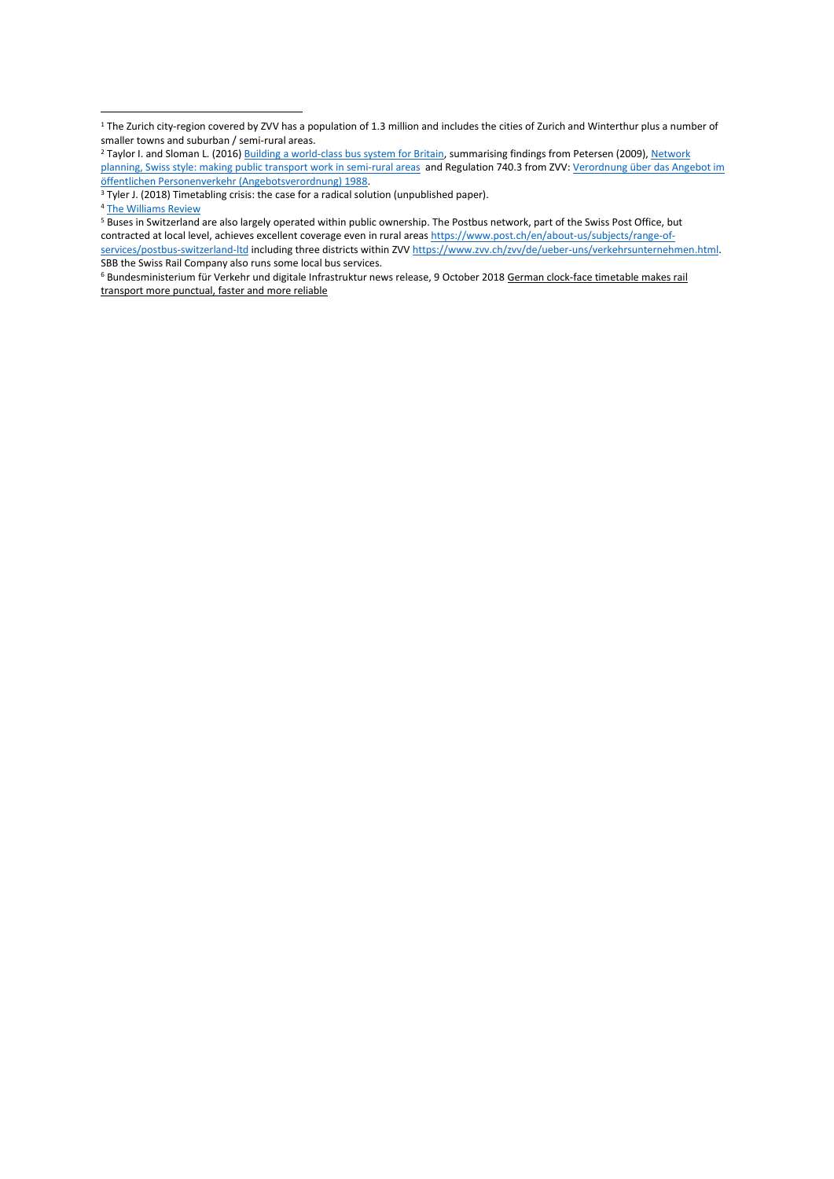[1] The Zurich city-region covered by ZVV has a population of 1.3 million and includes the cities of Zurich and Winterthur plus a number of smaller towns and suburban / semi-rural areas.

[2] Taylor I. and Sloman L. (2016) Building a world-class bus system for Britain, summarising findings from Petersen (2009), Network planning, Swiss style: making public transport work in semi-rural areas and Regulation 740.3 from ZVV: Verordnung über das Angebot im öffentlichen Personenverkehr (Angebotsverordnung) 1988.

[3] Tyler J. (2018) Timetabling crisis: the case for a radical solution (unpublished paper).

[4] The Williams Review

[5] Buses in Switzerland are also largely operated within public ownership. The Postbus network, part of the Swiss Post Office, but contracted at local level, achieves excellent coverage even in rural areas https://www.post.ch/en/about-us/subjects/range-of-services/postbus-switzerland-ltd including three districts within ZVV https://www.zvv.ch/zvv/de/ueber-uns/verkehrsunternehmen.html. SBB the Swiss Rail Company also runs some local bus services.

[6] Bundesministerium für Verkehr und digitale Infrastruktur news release, 9 October 2018 German clock-face timetable makes rail transport more punctual, faster and more reliable